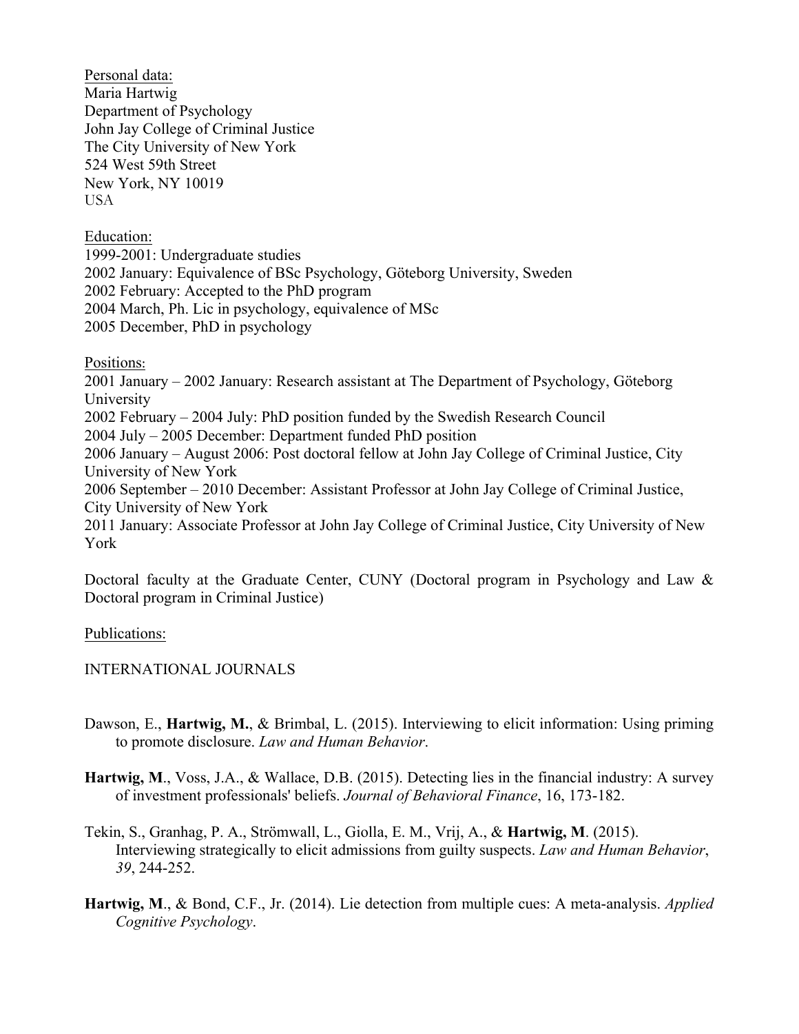Personal data:
Maria Hartwig
Department of Psychology
John Jay College of Criminal Justice
The City University of New York
524 West 59th Street
New York, NY 10019
USA

Education:
1999-2001: Undergraduate studies
2002 January: Equivalence of BSc Psychology, Göteborg University, Sweden
2002 February: Accepted to the PhD program
2004 March, Ph. Lic in psychology, equivalence of MSc
2005 December, PhD in psychology

Positions:
2001 January – 2002 January: Research assistant at The Department of Psychology, Göteborg University
2002 February – 2004 July: PhD position funded by the Swedish Research Council
2004 July – 2005 December: Department funded PhD position
2006 January – August 2006: Post doctoral fellow at John Jay College of Criminal Justice, City University of New York
2006 September – 2010 December: Assistant Professor at John Jay College of Criminal Justice, City University of New York
2011 January: Associate Professor at John Jay College of Criminal Justice, City University of New York

Doctoral faculty at the Graduate Center, CUNY (Doctoral program in Psychology and Law & Doctoral program in Criminal Justice)

Publications:

INTERNATIONAL JOURNALS

Dawson, E., **Hartwig, M.**, & Brimbal, L. (2015). Interviewing to elicit information: Using priming to promote disclosure. *Law and Human Behavior*.

**Hartwig, M**., Voss, J.A., & Wallace, D.B. (2015). Detecting lies in the financial industry: A survey of investment professionals' beliefs. *Journal of Behavioral Finance*, 16, 173-182.

Tekin, S., Granhag, P. A., Strömwall, L., Giolla, E. M., Vrij, A., & **Hartwig, M**. (2015). Interviewing strategically to elicit admissions from guilty suspects. *Law and Human Behavior*, *39*, 244-252.

**Hartwig, M**., & Bond, C.F., Jr. (2014). Lie detection from multiple cues: A meta-analysis. *Applied Cognitive Psychology*.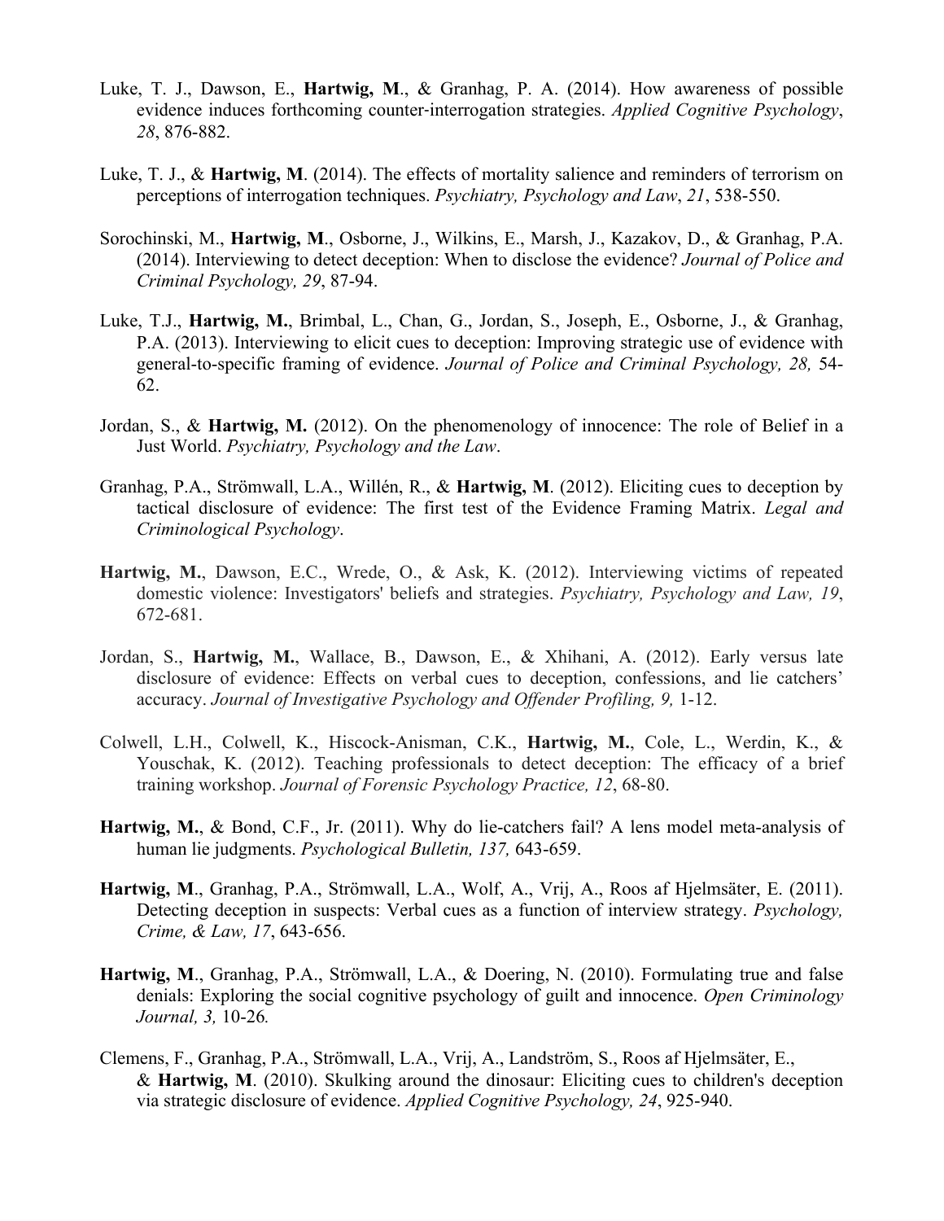Luke, T. J., Dawson, E., **Hartwig, M**., & Granhag, P. A. (2014). How awareness of possible evidence induces forthcoming counter-interrogation strategies. *Applied Cognitive Psychology*, *28*, 876-882.

Luke, T. J., & **Hartwig, M**. (2014). The effects of mortality salience and reminders of terrorism on perceptions of interrogation techniques. *Psychiatry, Psychology and Law*, *21*, 538-550.

Sorochinski, M., **Hartwig, M**., Osborne, J., Wilkins, E., Marsh, J., Kazakov, D., & Granhag, P.A. (2014). Interviewing to detect deception: When to disclose the evidence? *Journal of Police and Criminal Psychology, 29*, 87-94.

Luke, T.J., **Hartwig, M.**, Brimbal, L., Chan, G., Jordan, S., Joseph, E., Osborne, J., & Granhag, P.A. (2013). Interviewing to elicit cues to deception: Improving strategic use of evidence with general-to-specific framing of evidence. *Journal of Police and Criminal Psychology, 28,* 54-62.

Jordan, S., & **Hartwig, M.** (2012). On the phenomenology of innocence: The role of Belief in a Just World. *Psychiatry, Psychology and the Law*.

Granhag, P.A., Strömwall, L.A., Willén, R., & **Hartwig, M**. (2012). Eliciting cues to deception by tactical disclosure of evidence: The first test of the Evidence Framing Matrix. *Legal and Criminological Psychology*.

**Hartwig, M.**, Dawson, E.C., Wrede, O., & Ask, K. (2012). Interviewing victims of repeated domestic violence: Investigators' beliefs and strategies. *Psychiatry, Psychology and Law, 19*, 672-681.

Jordan, S., **Hartwig, M.**, Wallace, B., Dawson, E., & Xhihani, A. (2012). Early versus late disclosure of evidence: Effects on verbal cues to deception, confessions, and lie catchers' accuracy. *Journal of Investigative Psychology and Offender Profiling, 9,* 1-12.

Colwell, L.H., Colwell, K., Hiscock-Anisman, C.K., **Hartwig, M.**, Cole, L., Werdin, K., & Youschak, K. (2012). Teaching professionals to detect deception: The efficacy of a brief training workshop. *Journal of Forensic Psychology Practice, 12*, 68-80.

**Hartwig, M.**, & Bond, C.F., Jr. (2011). Why do lie-catchers fail? A lens model meta-analysis of human lie judgments. *Psychological Bulletin, 137,* 643-659.

**Hartwig, M**., Granhag, P.A., Strömwall, L.A., Wolf, A., Vrij, A., Roos af Hjelmsäter, E. (2011). Detecting deception in suspects: Verbal cues as a function of interview strategy. *Psychology, Crime, & Law, 17*, 643-656.

**Hartwig, M**., Granhag, P.A., Strömwall, L.A., & Doering, N. (2010). Formulating true and false denials: Exploring the social cognitive psychology of guilt and innocence. *Open Criminology Journal, 3,* 10-26*.*

Clemens, F., Granhag, P.A., Strömwall, L.A., Vrij, A., Landström, S., Roos af Hjelmsäter, E., & **Hartwig, M**. (2010). Skulking around the dinosaur: Eliciting cues to children's deception via strategic disclosure of evidence. *Applied Cognitive Psychology, 24*, 925-940.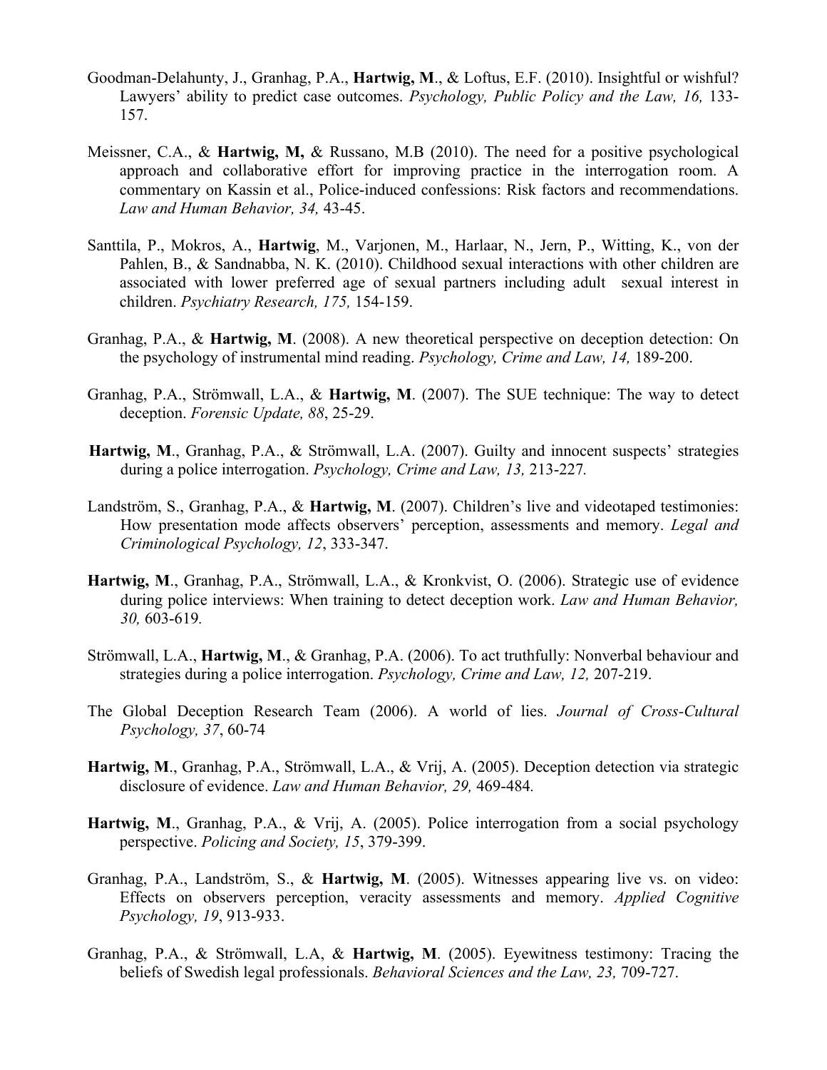Goodman-Delahunty, J., Granhag, P.A., **Hartwig, M**., & Loftus, E.F. (2010). Insightful or wishful? Lawyers' ability to predict case outcomes. *Psychology, Public Policy and the Law, 16,* 133-157.

Meissner, C.A., & **Hartwig, M,** & Russano, M.B (2010). The need for a positive psychological approach and collaborative effort for improving practice in the interrogation room. A commentary on Kassin et al., Police-induced confessions: Risk factors and recommendations. *Law and Human Behavior, 34,* 43-45.

Santtila, P., Mokros, A., **Hartwig**, M., Varjonen, M., Harlaar, N., Jern, P., Witting, K., von der Pahlen, B., & Sandnabba, N. K. (2010). Childhood sexual interactions with other children are associated with lower preferred age of sexual partners including adult sexual interest in children. *Psychiatry Research, 175,* 154-159.

Granhag, P.A., & **Hartwig, M**. (2008). A new theoretical perspective on deception detection: On the psychology of instrumental mind reading. *Psychology, Crime and Law, 14,* 189-200.

Granhag, P.A., Strömwall, L.A., & **Hartwig, M**. (2007). The SUE technique: The way to detect deception. *Forensic Update, 88*, 25-29.

**Hartwig, M**., Granhag, P.A., & Strömwall, L.A. (2007). Guilty and innocent suspects' strategies during a police interrogation. *Psychology, Crime and Law, 13,* 213-227*.*

Landström, S., Granhag, P.A., & **Hartwig, M**. (2007). Children's live and videotaped testimonies: How presentation mode affects observers' perception, assessments and memory. *Legal and Criminological Psychology, 12*, 333-347.

**Hartwig, M**., Granhag, P.A., Strömwall, L.A., & Kronkvist, O. (2006). Strategic use of evidence during police interviews: When training to detect deception work. *Law and Human Behavior, 30,* 603-619*.*

Strömwall, L.A., **Hartwig, M**., & Granhag, P.A. (2006). To act truthfully: Nonverbal behaviour and strategies during a police interrogation. *Psychology, Crime and Law, 12,* 207-219.

The Global Deception Research Team (2006). A world of lies. *Journal of Cross-Cultural Psychology, 37*, 60-74

**Hartwig, M**., Granhag, P.A., Strömwall, L.A., & Vrij, A. (2005). Deception detection via strategic disclosure of evidence. *Law and Human Behavior, 29,* 469-484*.*

**Hartwig, M**., Granhag, P.A., & Vrij, A. (2005). Police interrogation from a social psychology perspective. *Policing and Society, 15*, 379-399.

Granhag, P.A., Landström, S., & **Hartwig, M**. (2005). Witnesses appearing live vs. on video: Effects on observers perception, veracity assessments and memory. *Applied Cognitive Psychology, 19*, 913-933.

Granhag, P.A., & Strömwall, L.A, & **Hartwig, M**. (2005). Eyewitness testimony: Tracing the beliefs of Swedish legal professionals. *Behavioral Sciences and the Law, 23,* 709-727.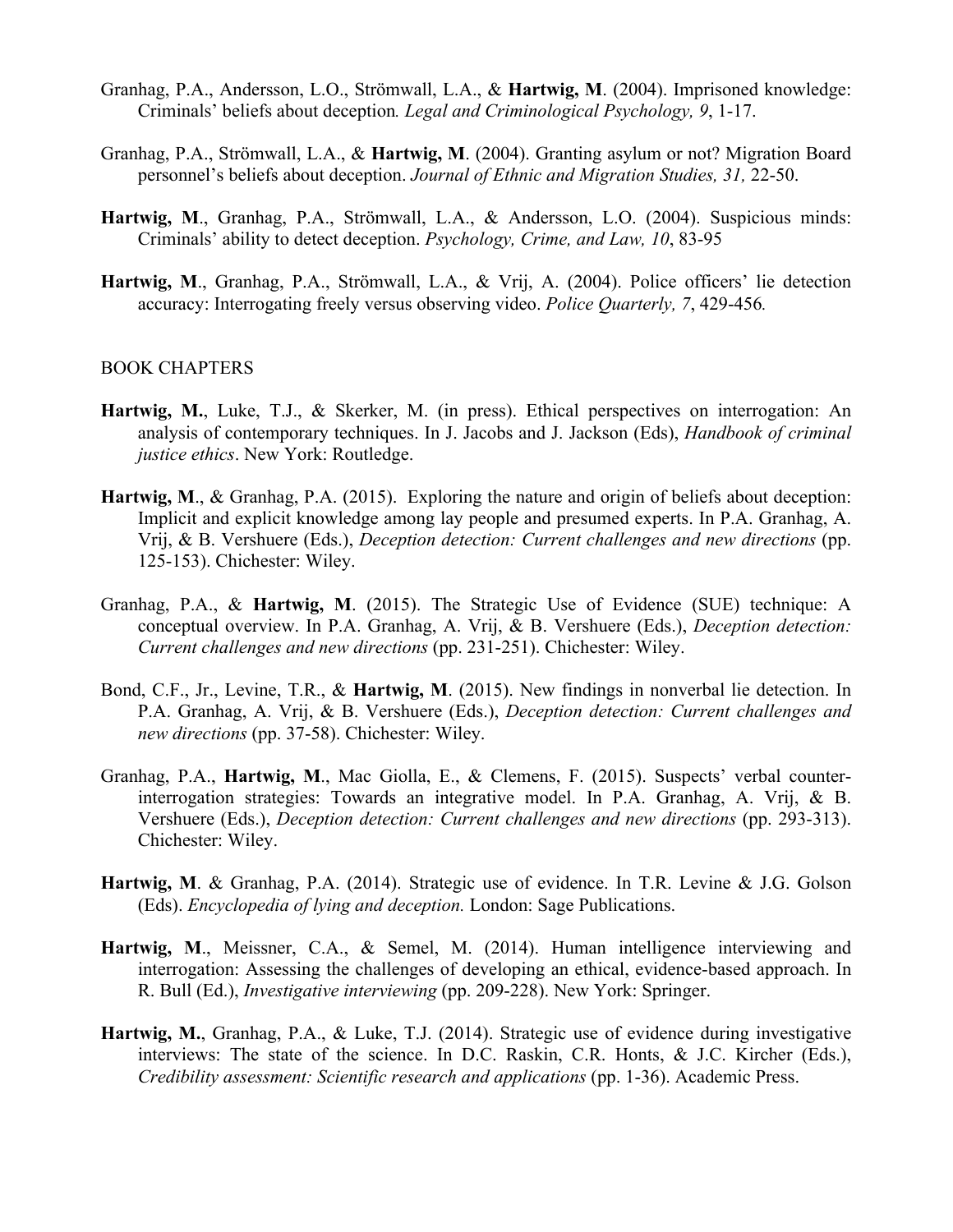Granhag, P.A., Andersson, L.O., Strömwall, L.A., & **Hartwig, M**. (2004). Imprisoned knowledge: Criminals' beliefs about deception*. Legal and Criminological Psychology, 9*, 1-17.

Granhag, P.A., Strömwall, L.A., & **Hartwig, M**. (2004). Granting asylum or not? Migration Board personnel's beliefs about deception. *Journal of Ethnic and Migration Studies, 31,* 22-50.

**Hartwig, M**., Granhag, P.A., Strömwall, L.A., & Andersson, L.O. (2004). Suspicious minds: Criminals' ability to detect deception. *Psychology, Crime, and Law, 10*, 83-95

**Hartwig, M**., Granhag, P.A., Strömwall, L.A., & Vrij, A. (2004). Police officers' lie detection accuracy: Interrogating freely versus observing video. *Police Quarterly, 7*, 429-456*.*

BOOK CHAPTERS

**Hartwig, M.**, Luke, T.J., & Skerker, M. (in press). Ethical perspectives on interrogation: An analysis of contemporary techniques. In J. Jacobs and J. Jackson (Eds), *Handbook of criminal justice ethics*. New York: Routledge.

**Hartwig, M**., & Granhag, P.A. (2015). Exploring the nature and origin of beliefs about deception: Implicit and explicit knowledge among lay people and presumed experts. In P.A. Granhag, A. Vrij, & B. Vershuere (Eds.), *Deception detection: Current challenges and new directions* (pp. 125-153). Chichester: Wiley.

Granhag, P.A., & **Hartwig, M**. (2015). The Strategic Use of Evidence (SUE) technique: A conceptual overview. In P.A. Granhag, A. Vrij, & B. Vershuere (Eds.), *Deception detection: Current challenges and new directions* (pp. 231-251). Chichester: Wiley.

Bond, C.F., Jr., Levine, T.R., & **Hartwig, M**. (2015). New findings in nonverbal lie detection. In P.A. Granhag, A. Vrij, & B. Vershuere (Eds.), *Deception detection: Current challenges and new directions* (pp. 37-58). Chichester: Wiley.

Granhag, P.A., **Hartwig, M**., Mac Giolla, E., & Clemens, F. (2015). Suspects' verbal counter-interrogation strategies: Towards an integrative model. In P.A. Granhag, A. Vrij, & B. Vershuere (Eds.), *Deception detection: Current challenges and new directions* (pp. 293-313). Chichester: Wiley.

**Hartwig, M**. & Granhag, P.A. (2014). Strategic use of evidence. In T.R. Levine & J.G. Golson (Eds). *Encyclopedia of lying and deception.* London: Sage Publications.

**Hartwig, M**., Meissner, C.A., & Semel, M. (2014). Human intelligence interviewing and interrogation: Assessing the challenges of developing an ethical, evidence-based approach. In R. Bull (Ed.), *Investigative interviewing* (pp. 209-228). New York: Springer.

**Hartwig, M.**, Granhag, P.A., & Luke, T.J. (2014). Strategic use of evidence during investigative interviews: The state of the science. In D.C. Raskin, C.R. Honts, & J.C. Kircher (Eds.), *Credibility assessment: Scientific research and applications* (pp. 1-36). Academic Press.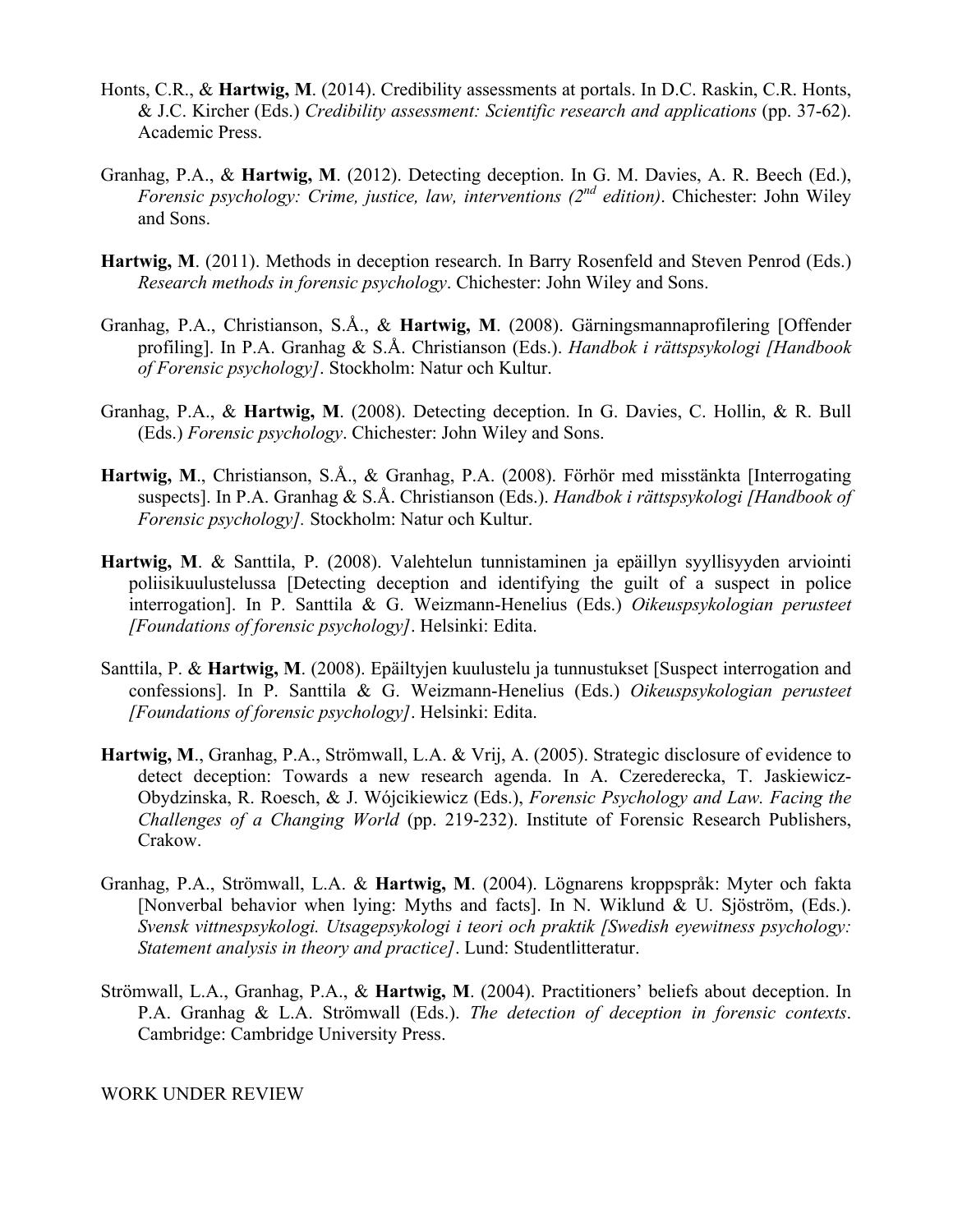Honts, C.R., & **Hartwig, M**. (2014). Credibility assessments at portals. In D.C. Raskin, C.R. Honts, & J.C. Kircher (Eds.) *Credibility assessment: Scientific research and applications* (pp. 37-62). Academic Press.

Granhag, P.A., & **Hartwig, M**. (2012). Detecting deception. In G. M. Davies, A. R. Beech (Ed.), *Forensic psychology: Crime, justice, law, interventions (2nd edition)*. Chichester: John Wiley and Sons.

**Hartwig, M**. (2011). Methods in deception research. In Barry Rosenfeld and Steven Penrod (Eds.) *Research methods in forensic psychology*. Chichester: John Wiley and Sons.

Granhag, P.A., Christianson, S.Å., & **Hartwig, M**. (2008). Gärningsmannaprofilering [Offender profiling]. In P.A. Granhag & S.Å. Christianson (Eds.). *Handbok i rättspsykologi [Handbook of Forensic psychology]*. Stockholm: Natur och Kultur.

Granhag, P.A., & **Hartwig, M**. (2008). Detecting deception. In G. Davies, C. Hollin, & R. Bull (Eds.) *Forensic psychology*. Chichester: John Wiley and Sons.

**Hartwig, M**., Christianson, S.Å., & Granhag, P.A. (2008). Förhör med misstänkta [Interrogating suspects]. In P.A. Granhag & S.Å. Christianson (Eds.). *Handbok i rättspsykologi [Handbook of Forensic psychology].* Stockholm: Natur och Kultur.

**Hartwig, M**. & Santtila, P. (2008). Valehtelun tunnistaminen ja epäillyn syyllisyyden arviointi poliisikuulustelussa [Detecting deception and identifying the guilt of a suspect in police interrogation]. In P. Santtila & G. Weizmann-Henelius (Eds.) *Oikeuspsykologian perusteet [Foundations of forensic psychology]*. Helsinki: Edita.

Santtila, P. & **Hartwig, M**. (2008). Epäiltyjen kuulustelu ja tunnustukset [Suspect interrogation and confessions]. In P. Santtila & G. Weizmann-Henelius (Eds.) *Oikeuspsykologian perusteet [Foundations of forensic psychology]*. Helsinki: Edita.

**Hartwig, M**., Granhag, P.A., Strömwall, L.A. & Vrij, A. (2005). Strategic disclosure of evidence to detect deception: Towards a new research agenda. In A. Czerederecka, T. Jaskiewicz-Obydzinska, R. Roesch, & J. Wójcikiewicz (Eds.), *Forensic Psychology and Law. Facing the Challenges of a Changing World* (pp. 219-232). Institute of Forensic Research Publishers, Crakow.

Granhag, P.A., Strömwall, L.A. & **Hartwig, M**. (2004). Lögnarens kroppspråk: Myter och fakta [Nonverbal behavior when lying: Myths and facts]. In N. Wiklund & U. Sjöström, (Eds.). *Svensk vittnespsykologi. Utsagepsykologi i teori och praktik [Swedish eyewitness psychology: Statement analysis in theory and practice]*. Lund: Studentlitteratur.

Strömwall, L.A., Granhag, P.A., & **Hartwig, M**. (2004). Practitioners' beliefs about deception. In P.A. Granhag & L.A. Strömwall (Eds.). *The detection of deception in forensic contexts*. Cambridge: Cambridge University Press.

WORK UNDER REVIEW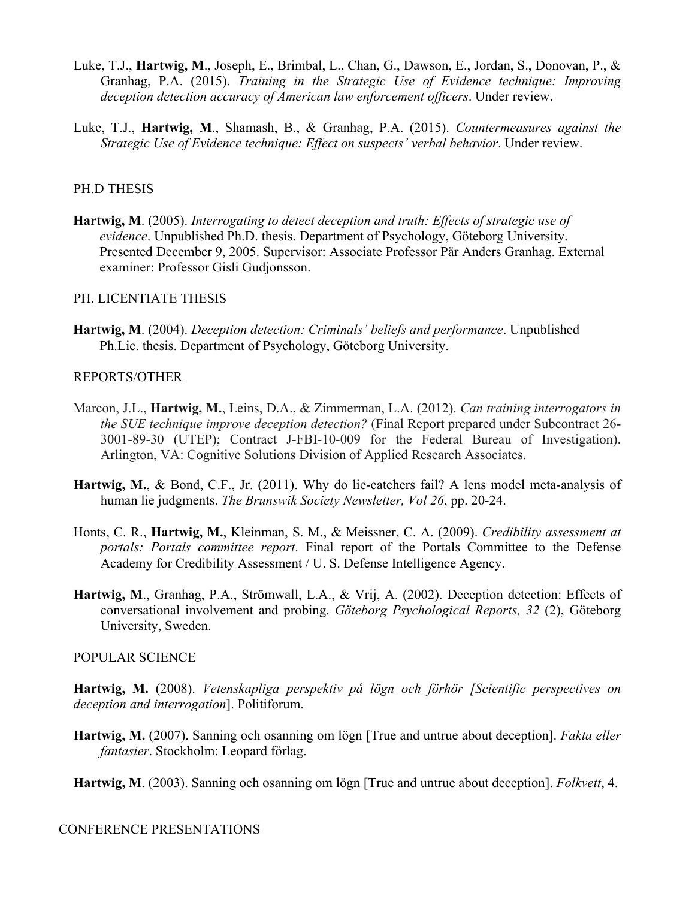Luke, T.J., **Hartwig, M**., Joseph, E., Brimbal, L., Chan, G., Dawson, E., Jordan, S., Donovan, P., & Granhag, P.A. (2015). *Training in the Strategic Use of Evidence technique: Improving deception detection accuracy of American law enforcement officers*. Under review.

Luke, T.J., **Hartwig, M**., Shamash, B., & Granhag, P.A. (2015). *Countermeasures against the Strategic Use of Evidence technique: Effect on suspects' verbal behavior*. Under review.

## PH.D THESIS

**Hartwig, M**. (2005). *Interrogating to detect deception and truth: Effects of strategic use of evidence*. Unpublished Ph.D. thesis. Department of Psychology, Göteborg University. Presented December 9, 2005. Supervisor: Associate Professor Pär Anders Granhag. External examiner: Professor Gisli Gudjonsson.

## PH. LICENTIATE THESIS

**Hartwig, M**. (2004). *Deception detection: Criminals' beliefs and performance*. Unpublished Ph.Lic. thesis. Department of Psychology, Göteborg University.

## REPORTS/OTHER

Marcon, J.L., **Hartwig, M.**, Leins, D.A., & Zimmerman, L.A. (2012). *Can training interrogators in the SUE technique improve deception detection?* (Final Report prepared under Subcontract 26-3001-89-30 (UTEP); Contract J-FBI-10-009 for the Federal Bureau of Investigation). Arlington, VA: Cognitive Solutions Division of Applied Research Associates.

**Hartwig, M.**, & Bond, C.F., Jr. (2011). Why do lie-catchers fail? A lens model meta-analysis of human lie judgments. *The Brunswik Society Newsletter, Vol 26*, pp. 20-24.

Honts, C. R., **Hartwig, M.**, Kleinman, S. M., & Meissner, C. A. (2009). *Credibility assessment at portals: Portals committee report*. Final report of the Portals Committee to the Defense Academy for Credibility Assessment / U. S. Defense Intelligence Agency.

**Hartwig, M**., Granhag, P.A., Strömwall, L.A., & Vrij, A. (2002). Deception detection: Effects of conversational involvement and probing. *Göteborg Psychological Reports, 32* (2), Göteborg University, Sweden.

## POPULAR SCIENCE

**Hartwig, M.** (2008). *Vetenskapliga perspektiv på lögn och förhör [Scientific perspectives on deception and interrogation*]. Politiforum.

**Hartwig, M.** (2007). Sanning och osanning om lögn [True and untrue about deception]. *Fakta eller fantasier*. Stockholm: Leopard förlag.

**Hartwig, M**. (2003). Sanning och osanning om lögn [True and untrue about deception]. *Folkvett*, 4.

## CONFERENCE PRESENTATIONS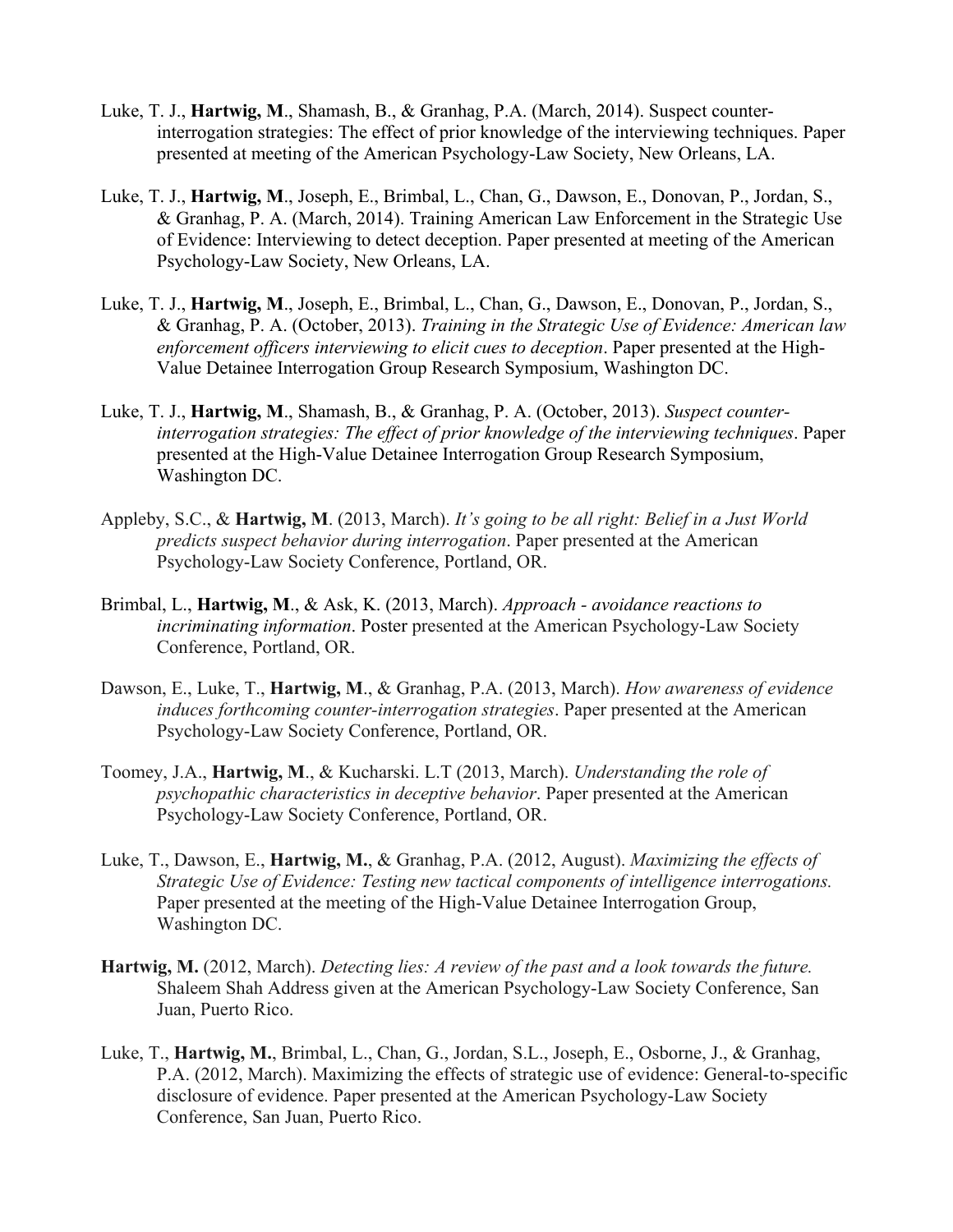Luke, T. J., **Hartwig, M**., Shamash, B., & Granhag, P.A. (March, 2014). Suspect counter-interrogation strategies: The effect of prior knowledge of the interviewing techniques. Paper presented at meeting of the American Psychology-Law Society, New Orleans, LA.

Luke, T. J., **Hartwig, M**., Joseph, E., Brimbal, L., Chan, G., Dawson, E., Donovan, P., Jordan, S., & Granhag, P. A. (March, 2014). Training American Law Enforcement in the Strategic Use of Evidence: Interviewing to detect deception. Paper presented at meeting of the American Psychology-Law Society, New Orleans, LA.

Luke, T. J., **Hartwig, M**., Joseph, E., Brimbal, L., Chan, G., Dawson, E., Donovan, P., Jordan, S., & Granhag, P. A. (October, 2013). *Training in the Strategic Use of Evidence: American law enforcement officers interviewing to elicit cues to deception*. Paper presented at the High-Value Detainee Interrogation Group Research Symposium, Washington DC.

Luke, T. J., **Hartwig, M**., Shamash, B., & Granhag, P. A. (October, 2013). *Suspect counter-interrogation strategies: The effect of prior knowledge of the interviewing techniques*. Paper presented at the High-Value Detainee Interrogation Group Research Symposium, Washington DC.

Appleby, S.C., & **Hartwig, M**. (2013, March). *It's going to be all right: Belief in a Just World predicts suspect behavior during interrogation*. Paper presented at the American Psychology-Law Society Conference, Portland, OR.

Brimbal, L., **Hartwig, M**., & Ask, K. (2013, March). *Approach - avoidance reactions to incriminating information*. Poster presented at the American Psychology-Law Society Conference, Portland, OR.

Dawson, E., Luke, T., **Hartwig, M**., & Granhag, P.A. (2013, March). *How awareness of evidence induces forthcoming counter-interrogation strategies*. Paper presented at the American Psychology-Law Society Conference, Portland, OR.

Toomey, J.A., **Hartwig, M**., & Kucharski. L.T (2013, March). *Understanding the role of psychopathic characteristics in deceptive behavior*. Paper presented at the American Psychology-Law Society Conference, Portland, OR.

Luke, T., Dawson, E., **Hartwig, M.**, & Granhag, P.A. (2012, August). *Maximizing the effects of Strategic Use of Evidence: Testing new tactical components of intelligence interrogations.* Paper presented at the meeting of the High-Value Detainee Interrogation Group, Washington DC.

**Hartwig, M.** (2012, March). *Detecting lies: A review of the past and a look towards the future.* Shaleem Shah Address given at the American Psychology-Law Society Conference, San Juan, Puerto Rico.

Luke, T., **Hartwig, M.**, Brimbal, L., Chan, G., Jordan, S.L., Joseph, E., Osborne, J., & Granhag, P.A. (2012, March). Maximizing the effects of strategic use of evidence: General-to-specific disclosure of evidence. Paper presented at the American Psychology-Law Society Conference, San Juan, Puerto Rico.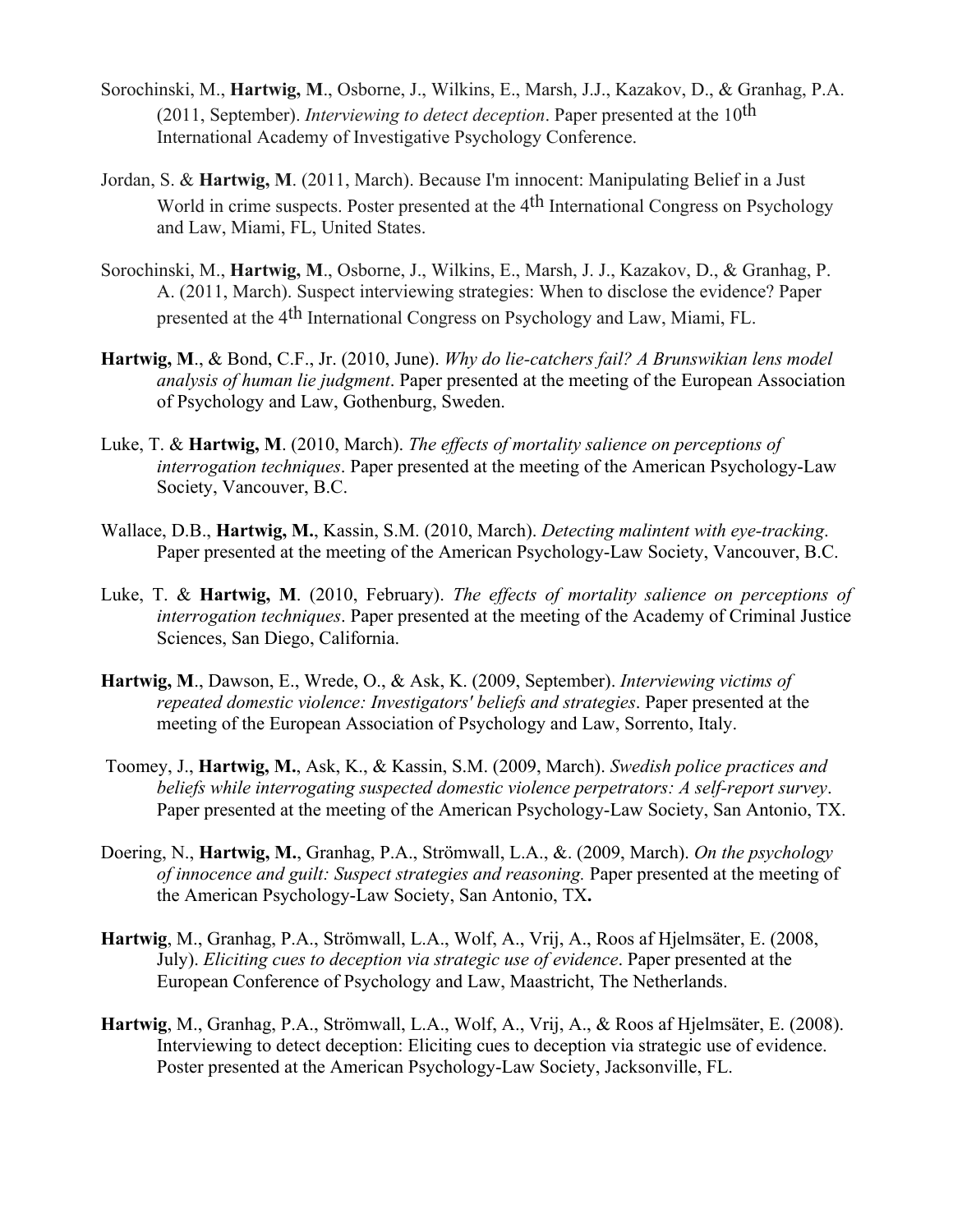Sorochinski, M., **Hartwig, M**., Osborne, J., Wilkins, E., Marsh, J.J., Kazakov, D., & Granhag, P.A. (2011, September). *Interviewing to detect deception*. Paper presented at the 10th International Academy of Investigative Psychology Conference.

Jordan, S. & **Hartwig, M**. (2011, March). Because I'm innocent: Manipulating Belief in a Just World in crime suspects. Poster presented at the 4th International Congress on Psychology and Law, Miami, FL, United States.

Sorochinski, M., **Hartwig, M**., Osborne, J., Wilkins, E., Marsh, J. J., Kazakov, D., & Granhag, P. A. (2011, March). Suspect interviewing strategies: When to disclose the evidence? Paper presented at the 4th International Congress on Psychology and Law, Miami, FL.

**Hartwig, M**., & Bond, C.F., Jr. (2010, June). *Why do lie-catchers fail? A Brunswikian lens model analysis of human lie judgment*. Paper presented at the meeting of the European Association of Psychology and Law, Gothenburg, Sweden.

Luke, T. & **Hartwig, M**. (2010, March). *The effects of mortality salience on perceptions of interrogation techniques*. Paper presented at the meeting of the American Psychology-Law Society, Vancouver, B.C.

Wallace, D.B., **Hartwig, M.**, Kassin, S.M. (2010, March). *Detecting malintent with eye-tracking*. Paper presented at the meeting of the American Psychology-Law Society, Vancouver, B.C.

Luke, T. & **Hartwig, M**. (2010, February). *The effects of mortality salience on perceptions of interrogation techniques*. Paper presented at the meeting of the Academy of Criminal Justice Sciences, San Diego, California.

**Hartwig, M**., Dawson, E., Wrede, O., & Ask, K. (2009, September). *Interviewing victims of repeated domestic violence: Investigators' beliefs and strategies*. Paper presented at the meeting of the European Association of Psychology and Law, Sorrento, Italy.

Toomey, J., **Hartwig, M.**, Ask, K., & Kassin, S.M. (2009, March). *Swedish police practices and beliefs while interrogating suspected domestic violence perpetrators: A self-report survey*. Paper presented at the meeting of the American Psychology-Law Society, San Antonio, TX.

Doering, N., **Hartwig, M.**, Granhag, P.A., Strömwall, L.A., &. (2009, March). *On the psychology of innocence and guilt: Suspect strategies and reasoning.* Paper presented at the meeting of the American Psychology-Law Society, San Antonio, TX**.**

**Hartwig**, M., Granhag, P.A., Strömwall, L.A., Wolf, A., Vrij, A., Roos af Hjelmsäter, E. (2008, July). *Eliciting cues to deception via strategic use of evidence*. Paper presented at the European Conference of Psychology and Law, Maastricht, The Netherlands.

**Hartwig**, M., Granhag, P.A., Strömwall, L.A., Wolf, A., Vrij, A., & Roos af Hjelmsäter, E. (2008). Interviewing to detect deception: Eliciting cues to deception via strategic use of evidence. Poster presented at the American Psychology-Law Society, Jacksonville, FL.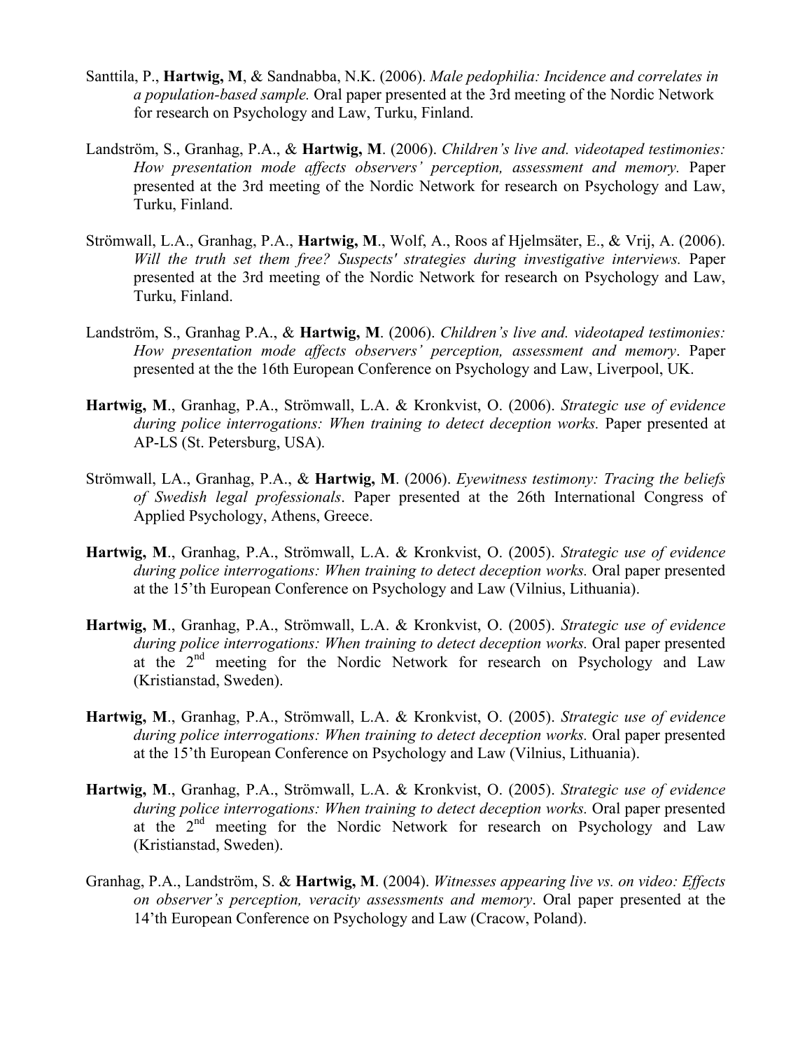Santtila, P., **Hartwig, M**, & Sandnabba, N.K. (2006). *Male pedophilia: Incidence and correlates in a population-based sample.* Oral paper presented at the 3rd meeting of the Nordic Network for research on Psychology and Law, Turku, Finland.

Landström, S., Granhag, P.A., & **Hartwig, M**. (2006). *Children's live and. videotaped testimonies: How presentation mode affects observers' perception, assessment and memory.* Paper presented at the 3rd meeting of the Nordic Network for research on Psychology and Law, Turku, Finland.

Strömwall, L.A., Granhag, P.A., **Hartwig, M**., Wolf, A., Roos af Hjelmsäter, E., & Vrij, A. (2006). *Will the truth set them free? Suspects' strategies during investigative interviews.* Paper presented at the 3rd meeting of the Nordic Network for research on Psychology and Law, Turku, Finland.

Landström, S., Granhag P.A., & **Hartwig, M**. (2006). *Children's live and. videotaped testimonies: How presentation mode affects observers' perception, assessment and memory*. Paper presented at the the 16th European Conference on Psychology and Law, Liverpool, UK.

**Hartwig, M**., Granhag, P.A., Strömwall, L.A. & Kronkvist, O. (2006). *Strategic use of evidence during police interrogations: When training to detect deception works.* Paper presented at AP-LS (St. Petersburg, USA).

Strömwall, LA., Granhag, P.A., & **Hartwig, M**. (2006). *Eyewitness testimony: Tracing the beliefs of Swedish legal professionals*. Paper presented at the 26th International Congress of Applied Psychology, Athens, Greece.

**Hartwig, M**., Granhag, P.A., Strömwall, L.A. & Kronkvist, O. (2005). *Strategic use of evidence during police interrogations: When training to detect deception works.* Oral paper presented at the 15'th European Conference on Psychology and Law (Vilnius, Lithuania).

**Hartwig, M**., Granhag, P.A., Strömwall, L.A. & Kronkvist, O. (2005). *Strategic use of evidence during police interrogations: When training to detect deception works.* Oral paper presented at the 2nd meeting for the Nordic Network for research on Psychology and Law (Kristianstad, Sweden).

**Hartwig, M**., Granhag, P.A., Strömwall, L.A. & Kronkvist, O. (2005). *Strategic use of evidence during police interrogations: When training to detect deception works.* Oral paper presented at the 15'th European Conference on Psychology and Law (Vilnius, Lithuania).

**Hartwig, M**., Granhag, P.A., Strömwall, L.A. & Kronkvist, O. (2005). *Strategic use of evidence during police interrogations: When training to detect deception works.* Oral paper presented at the 2nd meeting for the Nordic Network for research on Psychology and Law (Kristianstad, Sweden).

Granhag, P.A., Landström, S. & **Hartwig, M**. (2004). *Witnesses appearing live vs. on video: Effects on observer's perception, veracity assessments and memory*. Oral paper presented at the 14'th European Conference on Psychology and Law (Cracow, Poland).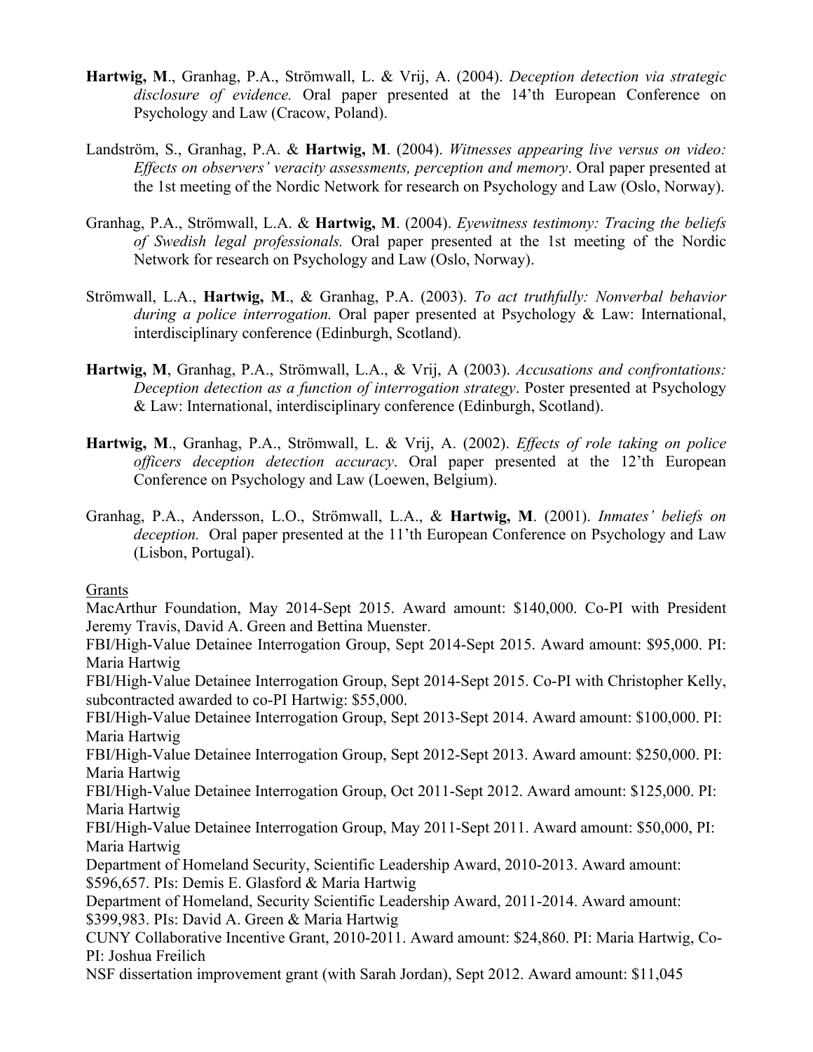**Hartwig, M**., Granhag, P.A., Strömwall, L. & Vrij, A. (2004). *Deception detection via strategic disclosure of evidence.* Oral paper presented at the 14'th European Conference on Psychology and Law (Cracow, Poland).

Landström, S., Granhag, P.A. & **Hartwig, M**. (2004). *Witnesses appearing live versus on video: Effects on observers' veracity assessments, perception and memory*. Oral paper presented at the 1st meeting of the Nordic Network for research on Psychology and Law (Oslo, Norway).

Granhag, P.A., Strömwall, L.A. & **Hartwig, M**. (2004). *Eyewitness testimony: Tracing the beliefs of Swedish legal professionals.* Oral paper presented at the 1st meeting of the Nordic Network for research on Psychology and Law (Oslo, Norway).

Strömwall, L.A., **Hartwig, M**., & Granhag, P.A. (2003). *To act truthfully: Nonverbal behavior during a police interrogation.* Oral paper presented at Psychology & Law: International, interdisciplinary conference (Edinburgh, Scotland).

**Hartwig, M**, Granhag, P.A., Strömwall, L.A., & Vrij, A (2003). *Accusations and confrontations: Deception detection as a function of interrogation strategy*. Poster presented at Psychology & Law: International, interdisciplinary conference (Edinburgh, Scotland).

**Hartwig, M**., Granhag, P.A., Strömwall, L. & Vrij, A. (2002). *Effects of role taking on police officers deception detection accuracy*. Oral paper presented at the 12'th European Conference on Psychology and Law (Loewen, Belgium).

Granhag, P.A., Andersson, L.O., Strömwall, L.A., & **Hartwig, M**. (2001). *Inmates' beliefs on deception.* Oral paper presented at the 11'th European Conference on Psychology and Law (Lisbon, Portugal).

## Grants

MacArthur Foundation, May 2014-Sept 2015. Award amount: $140,000. Co-PI with President Jeremy Travis, David A. Green and Bettina Muenster.

FBI/High-Value Detainee Interrogation Group, Sept 2014-Sept 2015. Award amount: $95,000. PI: Maria Hartwig

FBI/High-Value Detainee Interrogation Group, Sept 2014-Sept 2015. Co-PI with Christopher Kelly, subcontracted awarded to co-PI Hartwig: $55,000.

FBI/High-Value Detainee Interrogation Group, Sept 2013-Sept 2014. Award amount: $100,000. PI: Maria Hartwig

FBI/High-Value Detainee Interrogation Group, Sept 2012-Sept 2013. Award amount: $250,000. PI: Maria Hartwig

FBI/High-Value Detainee Interrogation Group, Oct 2011-Sept 2012. Award amount: $125,000. PI: Maria Hartwig

FBI/High-Value Detainee Interrogation Group, May 2011-Sept 2011. Award amount: $50,000, PI: Maria Hartwig

Department of Homeland Security, Scientific Leadership Award, 2010-2013. Award amount: $596,657. PIs: Demis E. Glasford & Maria Hartwig

Department of Homeland, Security Scientific Leadership Award, 2011-2014. Award amount: $399,983. PIs: David A. Green & Maria Hartwig

CUNY Collaborative Incentive Grant, 2010-2011. Award amount: $24,860. PI: Maria Hartwig, Co-PI: Joshua Freilich

NSF dissertation improvement grant (with Sarah Jordan), Sept 2012. Award amount: $11,045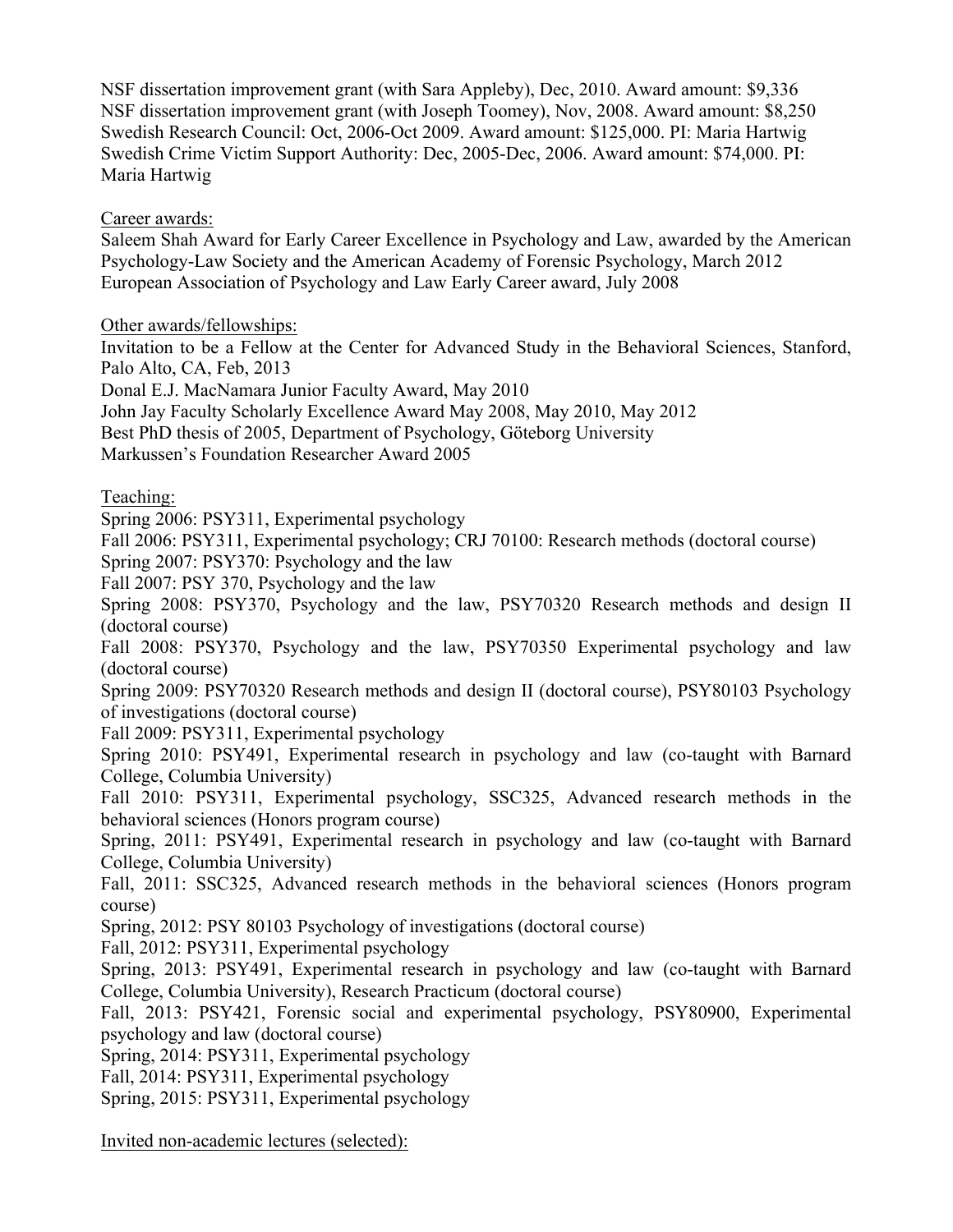NSF dissertation improvement grant (with Sara Appleby), Dec, 2010. Award amount: $9,336
NSF dissertation improvement grant (with Joseph Toomey), Nov, 2008. Award amount: $8,250
Swedish Research Council: Oct, 2006-Oct 2009. Award amount: $125,000. PI: Maria Hartwig
Swedish Crime Victim Support Authority: Dec, 2005-Dec, 2006. Award amount: $74,000. PI: Maria Hartwig

<u>Career awards:</u>

Saleem Shah Award for Early Career Excellence in Psychology and Law, awarded by the American Psychology-Law Society and the American Academy of Forensic Psychology, March 2012
European Association of Psychology and Law Early Career award, July 2008

<u>Other awards/fellowships:</u>

Invitation to be a Fellow at the Center for Advanced Study in the Behavioral Sciences, Stanford, Palo Alto, CA, Feb, 2013
Donal E.J. MacNamara Junior Faculty Award, May 2010
John Jay Faculty Scholarly Excellence Award May 2008, May 2010, May 2012
Best PhD thesis of 2005, Department of Psychology, Göteborg University
Markussen's Foundation Researcher Award 2005

<u>Teaching:</u>

Spring 2006: PSY311, Experimental psychology
Fall 2006: PSY311, Experimental psychology; CRJ 70100: Research methods (doctoral course)
Spring 2007: PSY370: Psychology and the law
Fall 2007: PSY 370, Psychology and the law
Spring 2008: PSY370, Psychology and the law, PSY70320 Research methods and design II (doctoral course)
Fall 2008: PSY370, Psychology and the law, PSY70350 Experimental psychology and law (doctoral course)
Spring 2009: PSY70320 Research methods and design II (doctoral course), PSY80103 Psychology of investigations (doctoral course)
Fall 2009: PSY311, Experimental psychology
Spring 2010: PSY491, Experimental research in psychology and law (co-taught with Barnard College, Columbia University)
Fall 2010: PSY311, Experimental psychology, SSC325, Advanced research methods in the behavioral sciences (Honors program course)
Spring, 2011: PSY491, Experimental research in psychology and law (co-taught with Barnard College, Columbia University)
Fall, 2011: SSC325, Advanced research methods in the behavioral sciences (Honors program course)
Spring, 2012: PSY 80103 Psychology of investigations (doctoral course)
Fall, 2012: PSY311, Experimental psychology
Spring, 2013: PSY491, Experimental research in psychology and law (co-taught with Barnard College, Columbia University), Research Practicum (doctoral course)
Fall, 2013: PSY421, Forensic social and experimental psychology, PSY80900, Experimental psychology and law (doctoral course)
Spring, 2014: PSY311, Experimental psychology
Fall, 2014: PSY311, Experimental psychology
Spring, 2015: PSY311, Experimental psychology

<u>Invited non-academic lectures (selected):</u>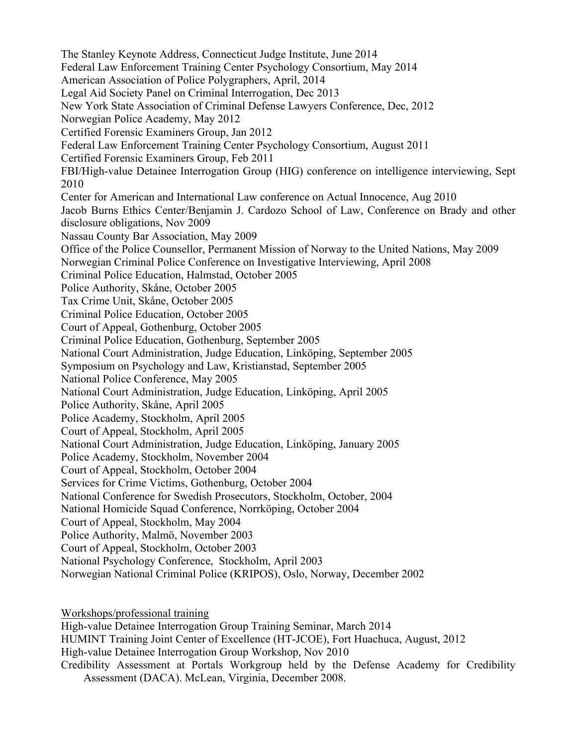The Stanley Keynote Address, Connecticut Judge Institute, June 2014
Federal Law Enforcement Training Center Psychology Consortium, May 2014
American Association of Police Polygraphers, April, 2014
Legal Aid Society Panel on Criminal Interrogation, Dec 2013
New York State Association of Criminal Defense Lawyers Conference, Dec, 2012
Norwegian Police Academy, May 2012
Certified Forensic Examiners Group, Jan 2012
Federal Law Enforcement Training Center Psychology Consortium, August 2011
Certified Forensic Examiners Group, Feb 2011
FBI/High-value Detainee Interrogation Group (HIG) conference on intelligence interviewing, Sept 2010
Center for American and International Law conference on Actual Innocence, Aug 2010
Jacob Burns Ethics Center/Benjamin J. Cardozo School of Law, Conference on Brady and other disclosure obligations, Nov 2009
Nassau County Bar Association, May 2009
Office of the Police Counsellor, Permanent Mission of Norway to the United Nations, May 2009
Norwegian Criminal Police Conference on Investigative Interviewing, April 2008
Criminal Police Education, Halmstad, October 2005
Police Authority, Skåne, October 2005
Tax Crime Unit, Skåne, October 2005
Criminal Police Education, October 2005
Court of Appeal, Gothenburg, October 2005
Criminal Police Education, Gothenburg, September 2005
National Court Administration, Judge Education, Linköping, September 2005
Symposium on Psychology and Law, Kristianstad, September 2005
National Police Conference, May 2005
National Court Administration, Judge Education, Linköping, April 2005
Police Authority, Skåne, April 2005
Police Academy, Stockholm, April 2005
Court of Appeal, Stockholm, April 2005
National Court Administration, Judge Education, Linköping, January 2005
Police Academy, Stockholm, November 2004
Court of Appeal, Stockholm, October 2004
Services for Crime Victims, Gothenburg, October 2004
National Conference for Swedish Prosecutors, Stockholm, October, 2004
National Homicide Squad Conference, Norrköping, October 2004
Court of Appeal, Stockholm, May 2004
Police Authority, Malmö, November 2003
Court of Appeal, Stockholm, October 2003
National Psychology Conference, Stockholm, April 2003
Norwegian National Criminal Police (KRIPOS), Oslo, Norway, December 2002

Workshops/professional training

High-value Detainee Interrogation Group Training Seminar, March 2014
HUMINT Training Joint Center of Excellence (HT-JCOE), Fort Huachuca, August, 2012
High-value Detainee Interrogation Group Workshop, Nov 2010
Credibility Assessment at Portals Workgroup held by the Defense Academy for Credibility Assessment (DACA). McLean, Virginia, December 2008.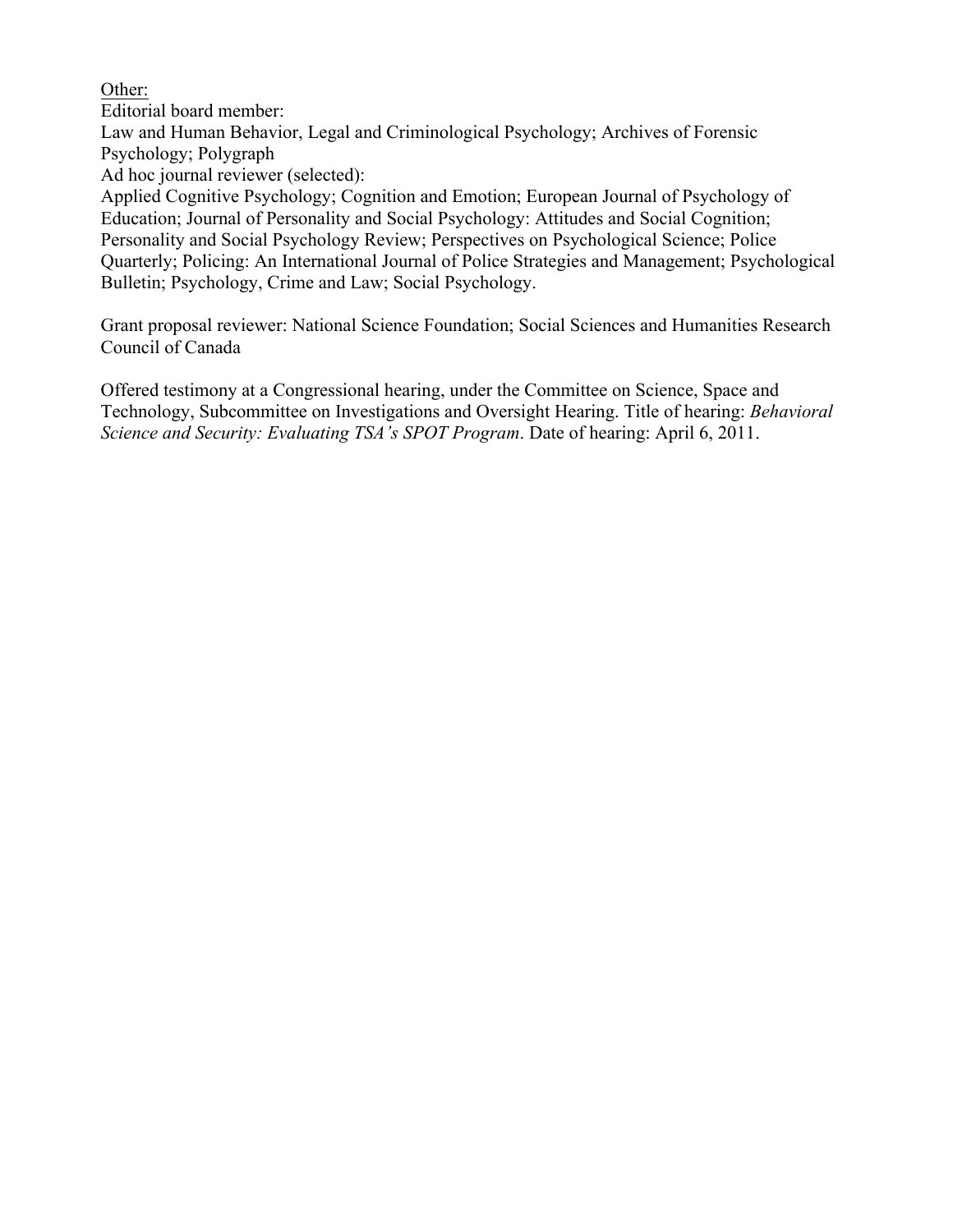<u>Other:</u>

Editorial board member:
Law and Human Behavior, Legal and Criminological Psychology; Archives of Forensic Psychology; Polygraph

Ad hoc journal reviewer (selected):
Applied Cognitive Psychology; Cognition and Emotion; European Journal of Psychology of Education; Journal of Personality and Social Psychology: Attitudes and Social Cognition; Personality and Social Psychology Review; Perspectives on Psychological Science; Police Quarterly; Policing: An International Journal of Police Strategies and Management; Psychological Bulletin; Psychology, Crime and Law; Social Psychology.

Grant proposal reviewer: National Science Foundation; Social Sciences and Humanities Research Council of Canada

Offered testimony at a Congressional hearing, under the Committee on Science, Space and Technology, Subcommittee on Investigations and Oversight Hearing. Title of hearing: *Behavioral Science and Security: Evaluating TSA's SPOT Program*. Date of hearing: April 6, 2011.